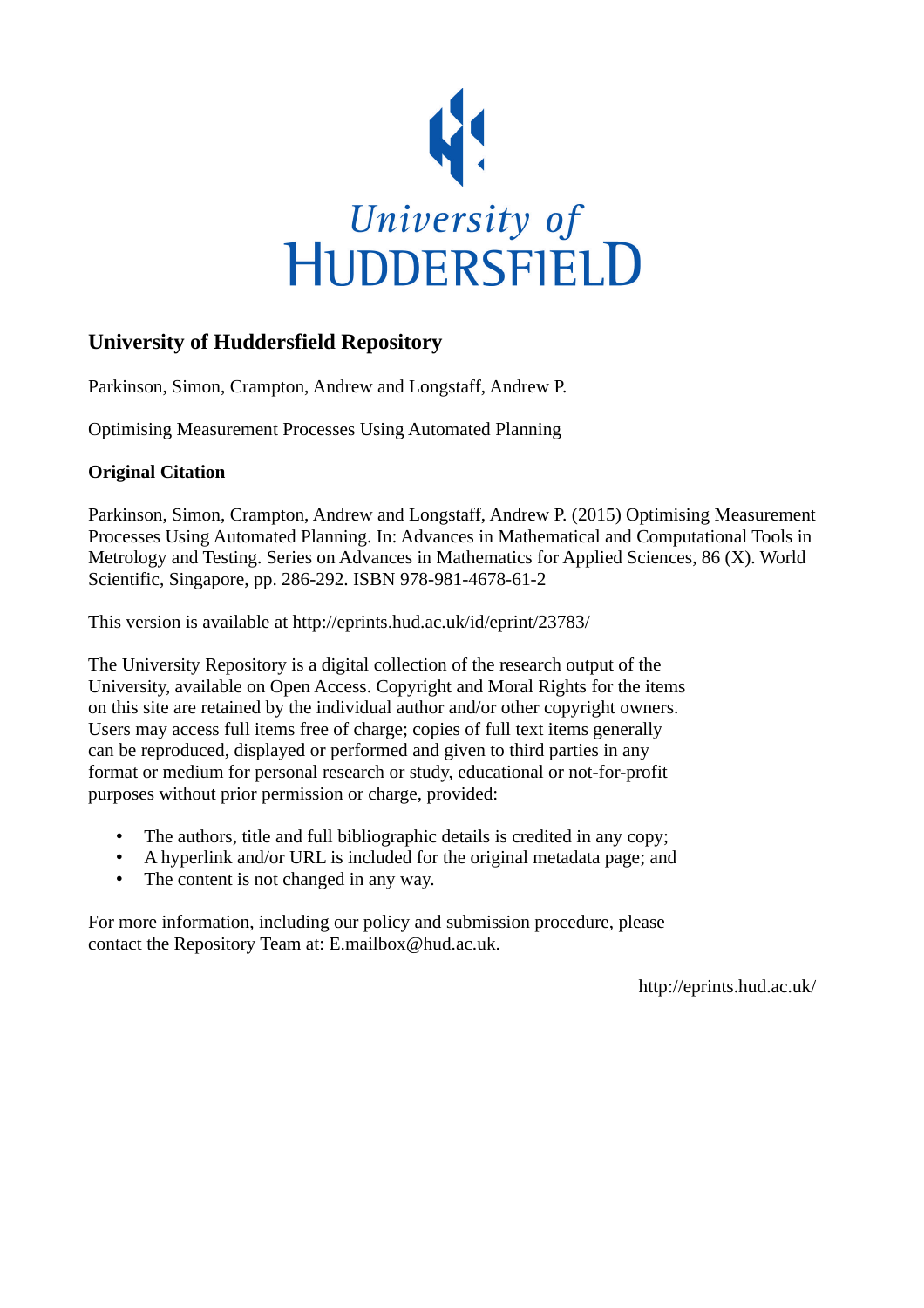University of HUDDERSFIELD

## University of Huddersfield Repository

Parkinson, Simon, Crampton, Andrew and Longstaff, Andrew P.

Optimising Measurement Processes Using Automated Planning

**Original Citation**

Parkinson, Simon, Crampton, Andrew and Longstaff, Andrew P. (2015) Optimising Measurement Processes Using Automated Planning. In: Advances in Mathematical and Computational Tools in Metrology and Testing. Series on Advances in Mathematics for Applied Sciences, 86 (X). World Scientific, Singapore, pp. 286-292. ISBN 978-981-4678-61-2

This version is available at http://eprints.hud.ac.uk/id/eprint/23783/

The University Repository is a digital collection of the research output of the University, available on Open Access. Copyright and Moral Rights for the items on this site are retained by the individual author and/or other copyright owners. Users may access full items free of charge; copies of full text items generally can be reproduced, displayed or performed and given to third parties in any format or medium for personal research or study, educational or not-for-profit purposes without prior permission or charge, provided:

- The authors, title and full bibliographic details is credited in any copy;
- A hyperlink and/or URL is included for the original metadata page; and
- The content is not changed in any way.

For more information, including our policy and submission procedure, please contact the Repository Team at: E.mailbox@hud.ac.uk.

http://eprints.hud.ac.uk/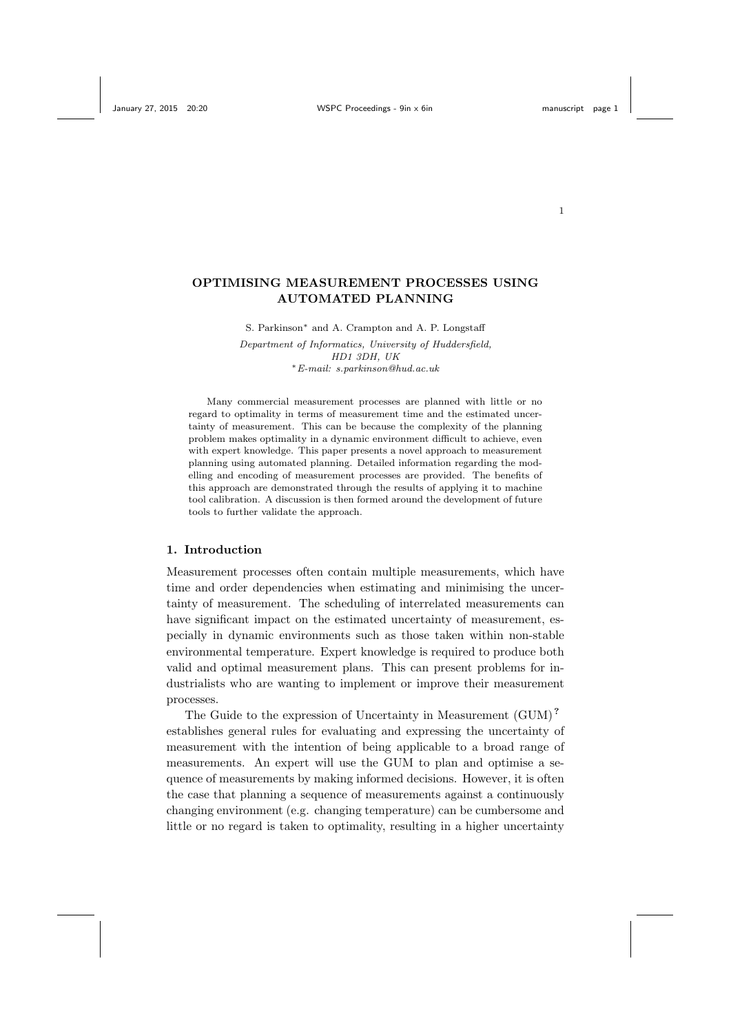# OPTIMISING MEASUREMENT PROCESSES USING AUTOMATED PLANNING

S. Parkinson* and A. Crampton and A. P. Longstaff

*Department of Informatics, University of Huddersfield,*
*HD1 3DH, UK*
*\*E-mail: s.parkinson@hud.ac.uk*

Many commercial measurement processes are planned with little or no regard to optimality in terms of measurement time and the estimated uncertainty of measurement. This can be because the complexity of the planning problem makes optimality in a dynamic environment difficult to achieve, even with expert knowledge. This paper presents a novel approach to measurement planning using automated planning. Detailed information regarding the modelling and encoding of measurement processes are provided. The benefits of this approach are demonstrated through the results of applying it to machine tool calibration. A discussion is then formed around the development of future tools to further validate the approach.

## 1. Introduction

Measurement processes often contain multiple measurements, which have time and order dependencies when estimating and minimising the uncertainty of measurement. The scheduling of interrelated measurements can have significant impact on the estimated uncertainty of measurement, especially in dynamic environments such as those taken within non-stable environmental temperature. Expert knowledge is required to produce both valid and optimal measurement plans. This can present problems for industrialists who are wanting to implement or improve their measurement processes.

The Guide to the expression of Uncertainty in Measurement (GUM)[?] establishes general rules for evaluating and expressing the uncertainty of measurement with the intention of being applicable to a broad range of measurements. An expert will use the GUM to plan and optimise a sequence of measurements by making informed decisions. However, it is often the case that planning a sequence of measurements against a continuously changing environment (e.g. changing temperature) can be cumbersome and little or no regard is taken to optimality, resulting in a higher uncertainty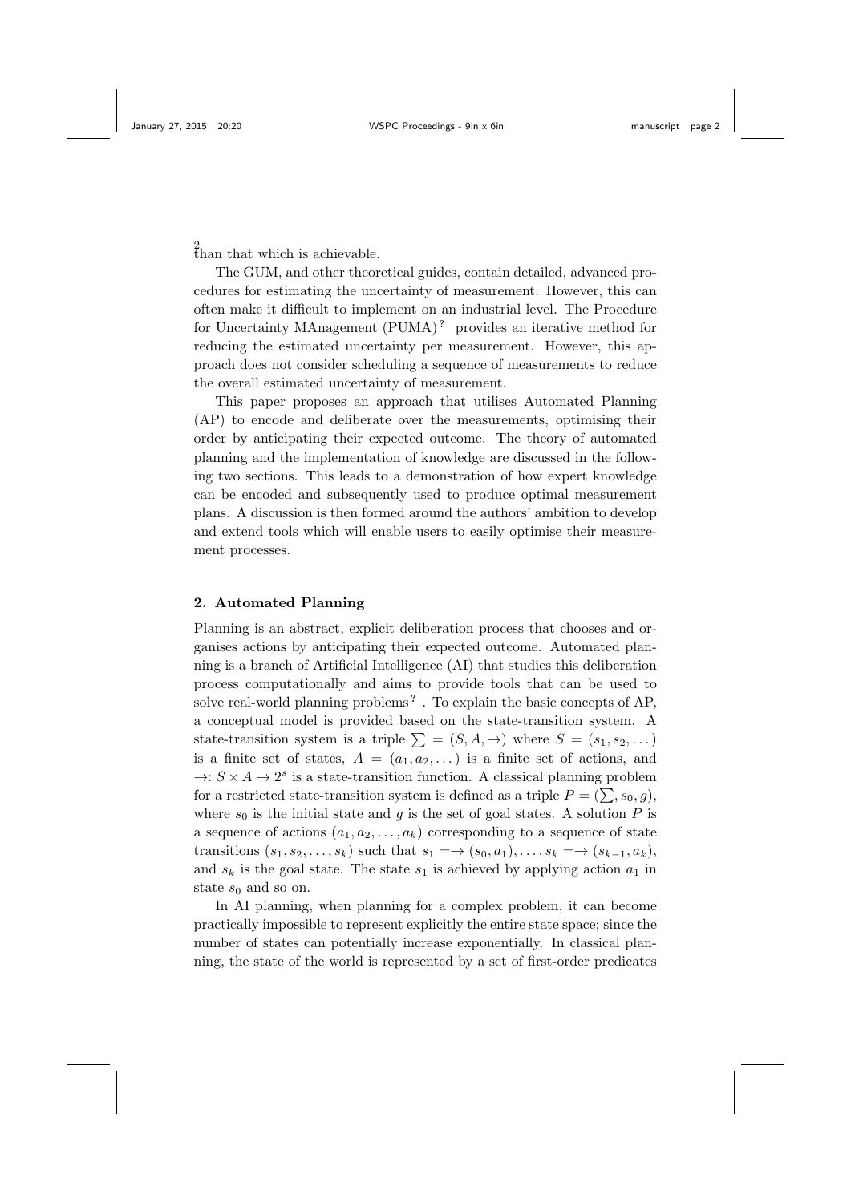than that which is achievable.

The GUM, and other theoretical guides, contain detailed, advanced procedures for estimating the uncertainty of measurement. However, this can often make it difficult to implement on an industrial level. The Procedure for Uncertainty MAnagement (PUMA)[?] provides an iterative method for reducing the estimated uncertainty per measurement. However, this approach does not consider scheduling a sequence of measurements to reduce the overall estimated uncertainty of measurement.

This paper proposes an approach that utilises Automated Planning (AP) to encode and deliberate over the measurements, optimising their order by anticipating their expected outcome. The theory of automated planning and the implementation of knowledge are discussed in the following two sections. This leads to a demonstration of how expert knowledge can be encoded and subsequently used to produce optimal measurement plans. A discussion is then formed around the authors' ambition to develop and extend tools which will enable users to easily optimise their measurement processes.

## 2. Automated Planning

Planning is an abstract, explicit deliberation process that chooses and organises actions by anticipating their expected outcome. Automated planning is a branch of Artificial Intelligence (AI) that studies this deliberation process computationally and aims to provide tools that can be used to solve real-world planning problems[?]. To explain the basic concepts of AP, a conceptual model is provided based on the state-transition system. A state-transition system is a triple $\sum = (S, A, \rightarrow)$ where $S = (s_1, s_2, \dots)$ is a finite set of states, $A = (a_1, a_2, \dots)$ is a finite set of actions, and $\rightarrow: S \times A \rightarrow 2^s$ is a state-transition function. A classical planning problem for a restricted state-transition system is defined as a triple $P = (\sum, s_0, g)$, where $s_0$ is the initial state and $g$ is the set of goal states. A solution $P$ is a sequence of actions $(a_1, a_2, \dots, a_k)$ corresponding to a sequence of state transitions $(s_1, s_2, \dots, s_k)$ such that $s_1 = \rightarrow (s_0, a_1), \dots, s_k = \rightarrow (s_{k-1}, a_k)$, and $s_k$ is the goal state. The state $s_1$ is achieved by applying action $a_1$ in state $s_0$ and so on.

In AI planning, when planning for a complex problem, it can become practically impossible to represent explicitly the entire state space; since the number of states can potentially increase exponentially. In classical planning, the state of the world is represented by a set of first-order predicates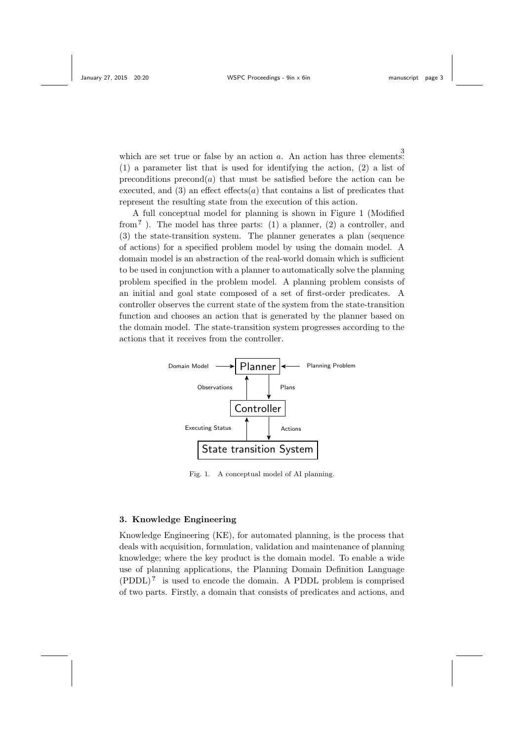which are set true or false by an action $a$. An action has three elements: (1) a parameter list that is used for identifying the action, (2) a list of preconditions precond($a$) that must be satisfied before the action can be executed, and (3) an effect effects($a$) that contains a list of predicates that represent the resulting state from the execution of this action.

A full conceptual model for planning is shown in Figure 1 (Modified from[?]). The model has three parts: (1) a planner, (2) a controller, and (3) the state-transition system. The planner generates a plan (sequence of actions) for a specified problem model by using the domain model. A domain model is an abstraction of the real-world domain which is sufficient to be used in conjunction with a planner to automatically solve the planning problem specified in the problem model. A planning problem consists of an initial and goal state composed of a set of first-order predicates. A controller observes the current state of the system from the state-transition function and chooses an action that is generated by the planner based on the domain model. The state-transition system progresses according to the actions that it receives from the controller.

Fig. 1. A conceptual model of AI planning.

## 3. Knowledge Engineering

Knowledge Engineering (KE), for automated planning, is the process that deals with acquisition, formulation, validation and maintenance of planning knowledge; where the key product is the domain model. To enable a wide use of planning applications, the Planning Domain Definition Language (PDDL)[?] is used to encode the domain. A PDDL problem is comprised of two parts. Firstly, a domain that consists of predicates and actions, and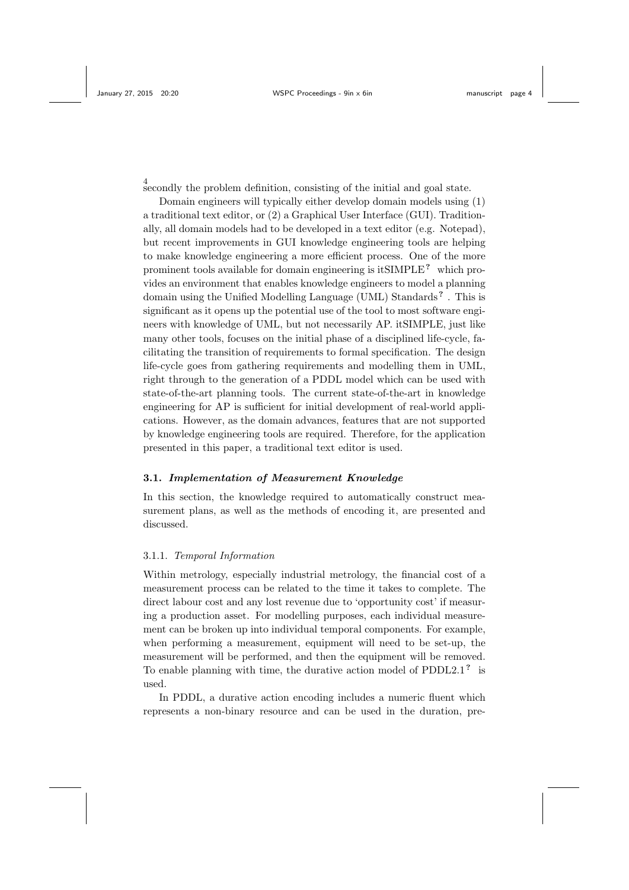secondly the problem definition, consisting of the initial and goal state.

Domain engineers will typically either develop domain models using (1) a traditional text editor, or (2) a Graphical User Interface (GUI). Traditionally, all domain models had to be developed in a text editor (e.g. Notepad), but recent improvements in GUI knowledge engineering tools are helping to make knowledge engineering a more efficient process. One of the more prominent tools available for domain engineering is itSIMPLE[?] which provides an environment that enables knowledge engineers to model a planning domain using the Unified Modelling Language (UML) Standards[?]. This is significant as it opens up the potential use of the tool to most software engineers with knowledge of UML, but not necessarily AP. itSIMPLE, just like many other tools, focuses on the initial phase of a disciplined life-cycle, facilitating the transition of requirements to formal specification. The design life-cycle goes from gathering requirements and modelling them in UML, right through to the generation of a PDDL model which can be used with state-of-the-art planning tools. The current state-of-the-art in knowledge engineering for AP is sufficient for initial development of real-world applications. However, as the domain advances, features that are not supported by knowledge engineering tools are required. Therefore, for the application presented in this paper, a traditional text editor is used.

### 3.1. *Implementation of Measurement Knowledge*

In this section, the knowledge required to automatically construct measurement plans, as well as the methods of encoding it, are presented and discussed.

#### 3.1.1. *Temporal Information*

Within metrology, especially industrial metrology, the financial cost of a measurement process can be related to the time it takes to complete. The direct labour cost and any lost revenue due to 'opportunity cost' if measuring a production asset. For modelling purposes, each individual measurement can be broken up into individual temporal components. For example, when performing a measurement, equipment will need to be set-up, the measurement will be performed, and then the equipment will be removed. To enable planning with time, the durative action model of PDDL2.1[?] is used.

In PDDL, a durative action encoding includes a numeric fluent which represents a non-binary resource and can be used in the duration, pre-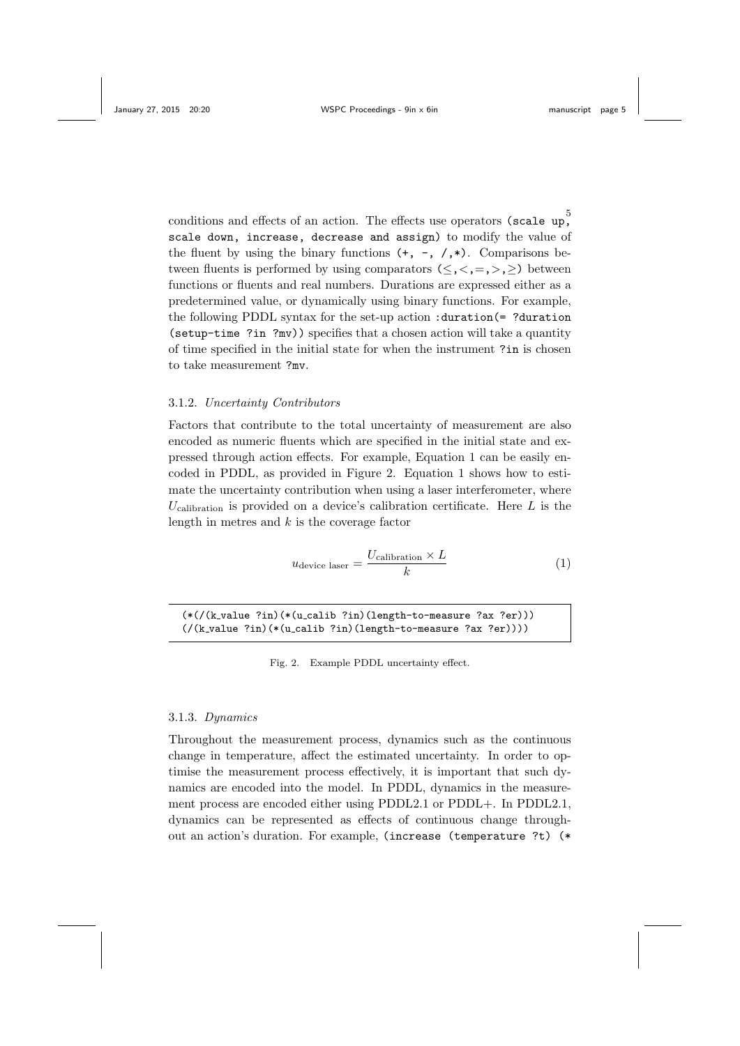conditions and effects of an action. The effects use operators (`scale up, scale down, increase, decrease and assign`) to modify the value of the fluent by using the binary functions (`+, -, /,*`). Comparisons between fluents is performed by using comparators ($\leq, <, =, >, \geq$) between functions or fluents and real numbers. Durations are expressed either as a predetermined value, or dynamically using binary functions. For example, the following PDDL syntax for the set-up action `:duration(= ?duration (setup-time ?in ?mv))` specifies that a chosen action will take a quantity of time specified in the initial state for when the instrument `?in` is chosen to take measurement `?mv`.

### 3.1.2. *Uncertainty Contributors*

Factors that contribute to the total uncertainty of measurement are also encoded as numeric fluents which are specified in the initial state and expressed through action effects. For example, Equation 1 can be easily encoded in PDDL, as provided in Figure 2. Equation 1 shows how to estimate the uncertainty contribution when using a laser interferometer, where $U_{\text{calibration}}$ is provided on a device's calibration certificate. Here $L$ is the length in metres and $k$ is the coverage factor

$$u_{\text{device laser}} = \frac{U_{\text{calibration}} \times L}{k} \tag{1}$$

```
(*(/(k_value ?in)(*(u_calib ?in)(length-to-measure ?ax ?er)))
(/(k_value ?in)(*(u_calib ?in)(length-to-measure ?ax ?er))))
```

Fig. 2. Example PDDL uncertainty effect.

### 3.1.3. *Dynamics*

Throughout the measurement process, dynamics such as the continuous change in temperature, affect the estimated uncertainty. In order to optimise the measurement process effectively, it is important that such dynamics are encoded into the model. In PDDL, dynamics in the measurement process are encoded either using PDDL2.1 or PDDL+. In PDDL2.1, dynamics can be represented as effects of continuous change throughout an action's duration. For example, `(increase (temperature ?t) (*`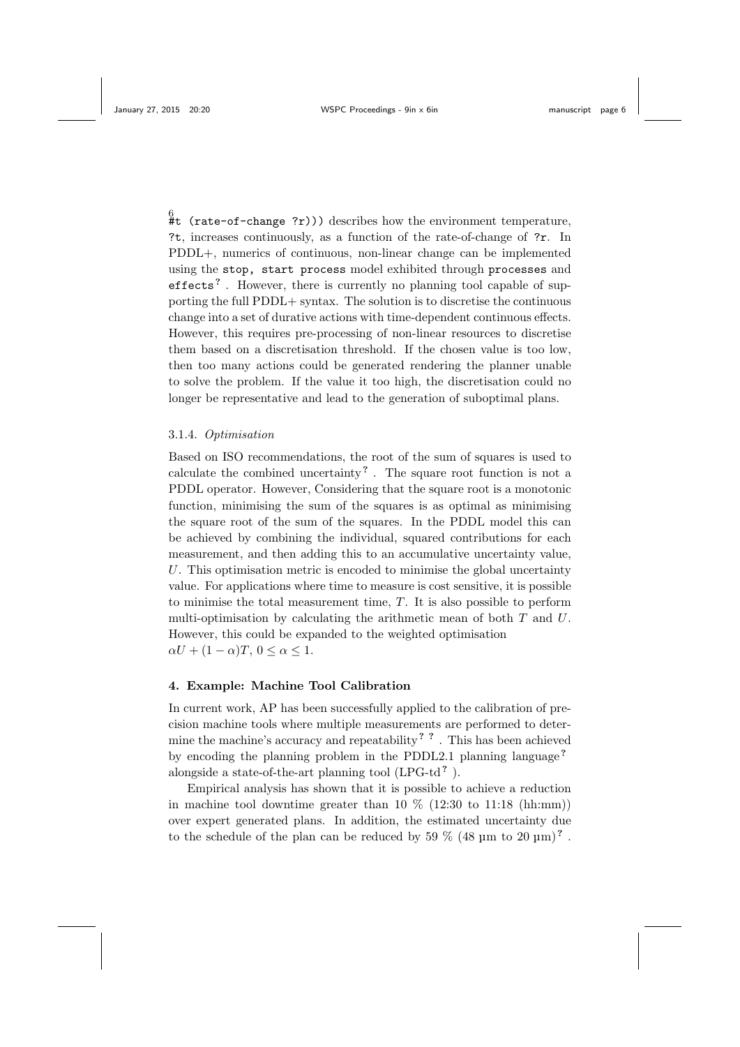#t (rate-of-change ?r))) describes how the environment temperature, ?t, increases continuously, as a function of the rate-of-change of ?r. In PDDL+, numerics of continuous, non-linear change can be implemented using the stop, start process model exhibited through processes and effects[?]. However, there is currently no planning tool capable of supporting the full PDDL+ syntax. The solution is to discretise the continuous change into a set of durative actions with time-dependent continuous effects. However, this requires pre-processing of non-linear resources to discretise them based on a discretisation threshold. If the chosen value is too low, then too many actions could be generated rendering the planner unable to solve the problem. If the value it too high, the discretisation could no longer be representative and lead to the generation of suboptimal plans.

#### 3.1.4. *Optimisation*

Based on ISO recommendations, the root of the sum of squares is used to calculate the combined uncertainty[?]. The square root function is not a PDDL operator. However, Considering that the square root is a monotonic function, minimising the sum of the squares is as optimal as minimising the square root of the sum of the squares. In the PDDL model this can be achieved by combining the individual, squared contributions for each measurement, and then adding this to an accumulative uncertainty value, $U$. This optimisation metric is encoded to minimise the global uncertainty value. For applications where time to measure is cost sensitive, it is possible to minimise the total measurement time, $T$. It is also possible to perform multi-optimisation by calculating the arithmetic mean of both $T$ and $U$. However, this could be expanded to the weighted optimisation $\alpha U + (1 - \alpha)T$, $0 \leq \alpha \leq 1$.

## 4. Example: Machine Tool Calibration

In current work, AP has been successfully applied to the calibration of precision machine tools where multiple measurements are performed to determine the machine's accuracy and repeatability[? ?]. This has been achieved by encoding the planning problem in the PDDL2.1 planning language[?] alongside a state-of-the-art planning tool (LPG-td[?]).

Empirical analysis has shown that it is possible to achieve a reduction in machine tool downtime greater than 10 % (12:30 to 11:18 (hh:mm)) over expert generated plans. In addition, the estimated uncertainty due to the schedule of the plan can be reduced by 59 % (48 µm to 20 µm)[?].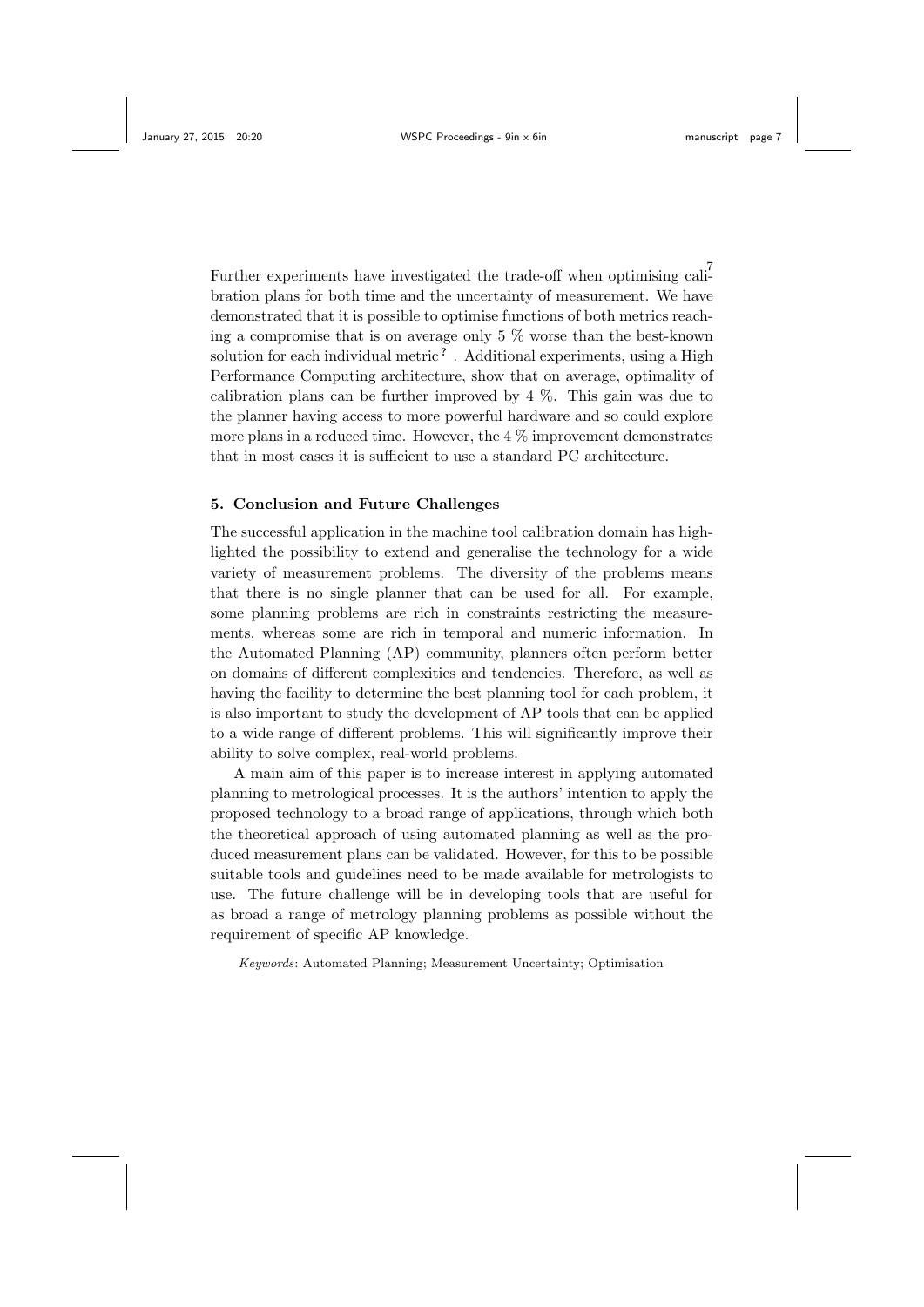Further experiments have investigated the trade-off when optimising calibration plans for both time and the uncertainty of measurement. We have demonstrated that it is possible to optimise functions of both metrics reaching a compromise that is on average only 5 % worse than the best-known solution for each individual metric[?]. Additional experiments, using a High Performance Computing architecture, show that on average, optimality of calibration plans can be further improved by 4 %. This gain was due to the planner having access to more powerful hardware and so could explore more plans in a reduced time. However, the 4 % improvement demonstrates that in most cases it is sufficient to use a standard PC architecture.

## 5. Conclusion and Future Challenges

The successful application in the machine tool calibration domain has highlighted the possibility to extend and generalise the technology for a wide variety of measurement problems. The diversity of the problems means that there is no single planner that can be used for all. For example, some planning problems are rich in constraints restricting the measurements, whereas some are rich in temporal and numeric information. In the Automated Planning (AP) community, planners often perform better on domains of different complexities and tendencies. Therefore, as well as having the facility to determine the best planning tool for each problem, it is also important to study the development of AP tools that can be applied to a wide range of different problems. This will significantly improve their ability to solve complex, real-world problems.

A main aim of this paper is to increase interest in applying automated planning to metrological processes. It is the authors' intention to apply the proposed technology to a broad range of applications, through which both the theoretical approach of using automated planning as well as the produced measurement plans can be validated. However, for this to be possible suitable tools and guidelines need to be made available for metrologists to use. The future challenge will be in developing tools that are useful for as broad a range of metrology planning problems as possible without the requirement of specific AP knowledge.

*Keywords*: Automated Planning; Measurement Uncertainty; Optimisation